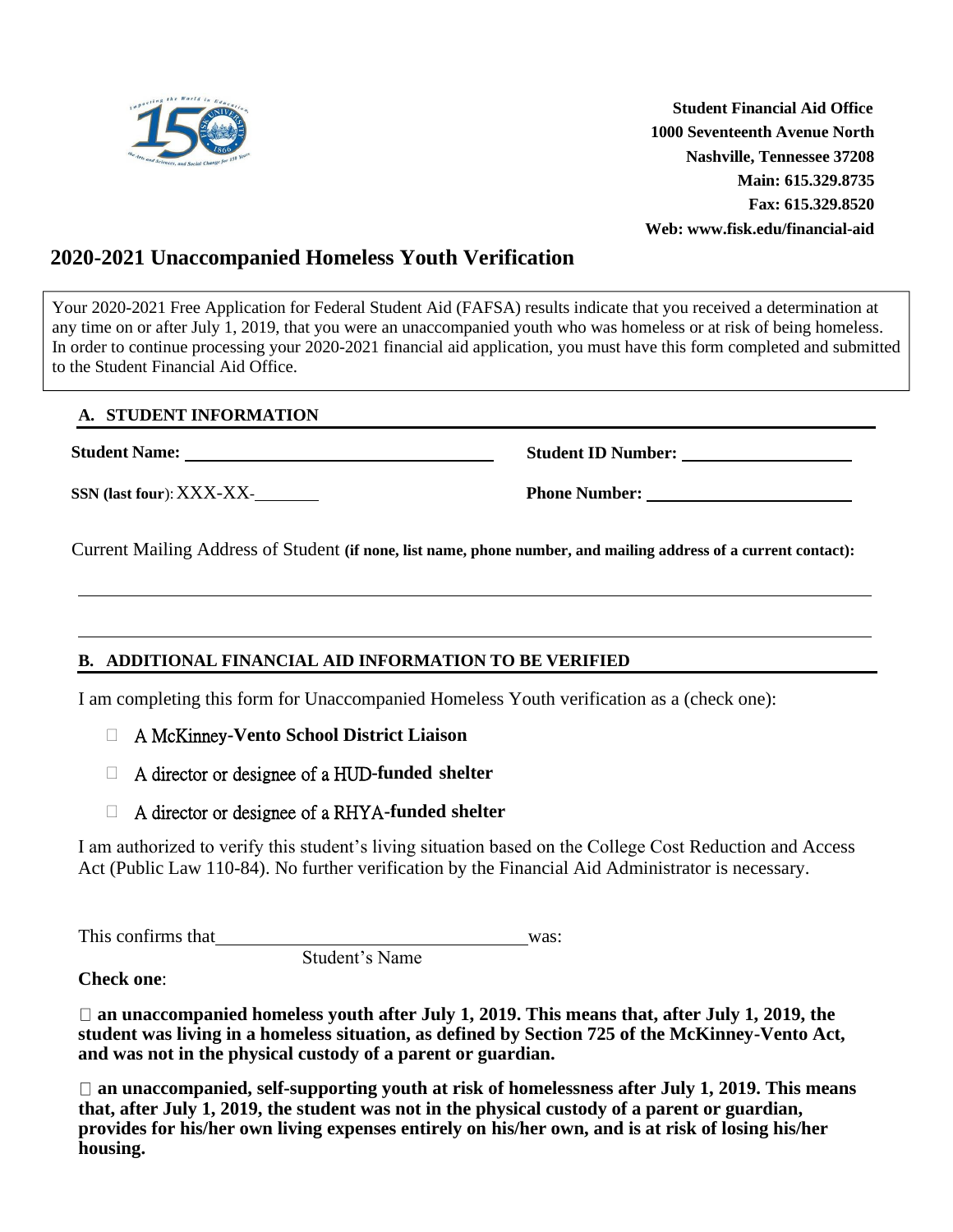**Student Financial Aid Office**
**1000 Seventeenth Avenue North**
**Nashville, Tennessee 37208**
**Main: 615.329.8735**
**Fax: 615.329.8520**
**Web: www.fisk.edu/financial-aid**

# 2020-2021 Unaccompanied Homeless Youth Verification

Your 2020-2021 Free Application for Federal Student Aid (FAFSA) results indicate that you received a determination at any time on or after July 1, 2019, that you were an unaccompanied youth who was homeless or at risk of being homeless. In order to continue processing your 2020-2021 financial aid application, you must have this form completed and submitted to the Student Financial Aid Office.

## A. STUDENT INFORMATION

**Student Name:** ______________________________ **Student ID Number:** ____________________

**SSN (last four**): XXX-XX-________ **Phone Number:** ________________________

Current Mailing Address of Student **(if none, list name, phone number, and mailing address of a current contact):**

______________________________________________________________________________

______________________________________________________________________________

## B. ADDITIONAL FINANCIAL AID INFORMATION TO BE VERIFIED

I am completing this form for Unaccompanied Homeless Youth verification as a (check one):

- ☐ A McKinney**-Vento School District Liaison**
- ☐ A director or designee of a HUD**-funded shelter**
- ☐ A director or designee of a RHYA**-funded shelter**

I am authorized to verify this student's living situation based on the College Cost Reduction and Access Act (Public Law 110-84). No further verification by the Financial Aid Administrator is necessary.

This confirms that __________________________________ was:
Student's Name

**Check one**:

☐ **an unaccompanied homeless youth after July 1, 2019. This means that, after July 1, 2019, the student was living in a homeless situation, as defined by Section 725 of the McKinney-Vento Act, and was not in the physical custody of a parent or guardian.**

☐ **an unaccompanied, self-supporting youth at risk of homelessness after July 1, 2019. This means that, after July 1, 2019, the student was not in the physical custody of a parent or guardian, provides for his/her own living expenses entirely on his/her own, and is at risk of losing his/her housing.**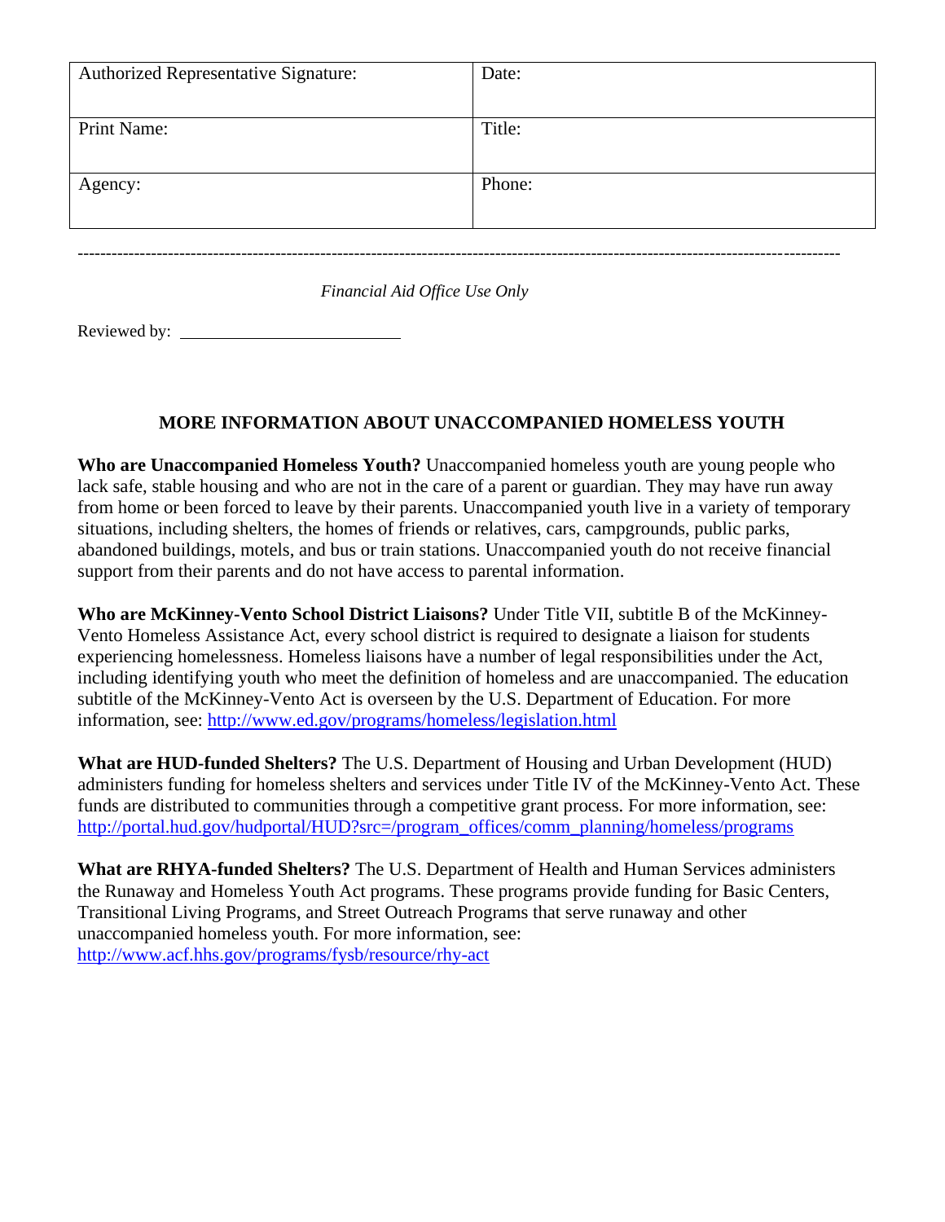| | |
|---|---|
| Authorized Representative Signature: | Date: |
| Print Name: | Title: |
| Agency: | Phone: |

----------------------------------------------------------------------------------------------------------------------------

*Financial Aid Office Use Only*

Reviewed by: ________________________

## MORE INFORMATION ABOUT UNACCOMPANIED HOMELESS YOUTH

**Who are Unaccompanied Homeless Youth?** Unaccompanied homeless youth are young people who lack safe, stable housing and who are not in the care of a parent or guardian. They may have run away from home or been forced to leave by their parents. Unaccompanied youth live in a variety of temporary situations, including shelters, the homes of friends or relatives, cars, campgrounds, public parks, abandoned buildings, motels, and bus or train stations. Unaccompanied youth do not receive financial support from their parents and do not have access to parental information.

**Who are McKinney-Vento School District Liaisons?** Under Title VII, subtitle B of the McKinney-Vento Homeless Assistance Act, every school district is required to designate a liaison for students experiencing homelessness. Homeless liaisons have a number of legal responsibilities under the Act, including identifying youth who meet the definition of homeless and are unaccompanied. The education subtitle of the McKinney-Vento Act is overseen by the U.S. Department of Education. For more information, see: http://www.ed.gov/programs/homeless/legislation.html

**What are HUD-funded Shelters?** The U.S. Department of Housing and Urban Development (HUD) administers funding for homeless shelters and services under Title IV of the McKinney-Vento Act. These funds are distributed to communities through a competitive grant process. For more information, see: http://portal.hud.gov/hudportal/HUD?src=/program_offices/comm_planning/homeless/programs

**What are RHYA-funded Shelters?** The U.S. Department of Health and Human Services administers the Runaway and Homeless Youth Act programs. These programs provide funding for Basic Centers, Transitional Living Programs, and Street Outreach Programs that serve runaway and other unaccompanied homeless youth. For more information, see: http://www.acf.hhs.gov/programs/fysb/resource/rhy-act